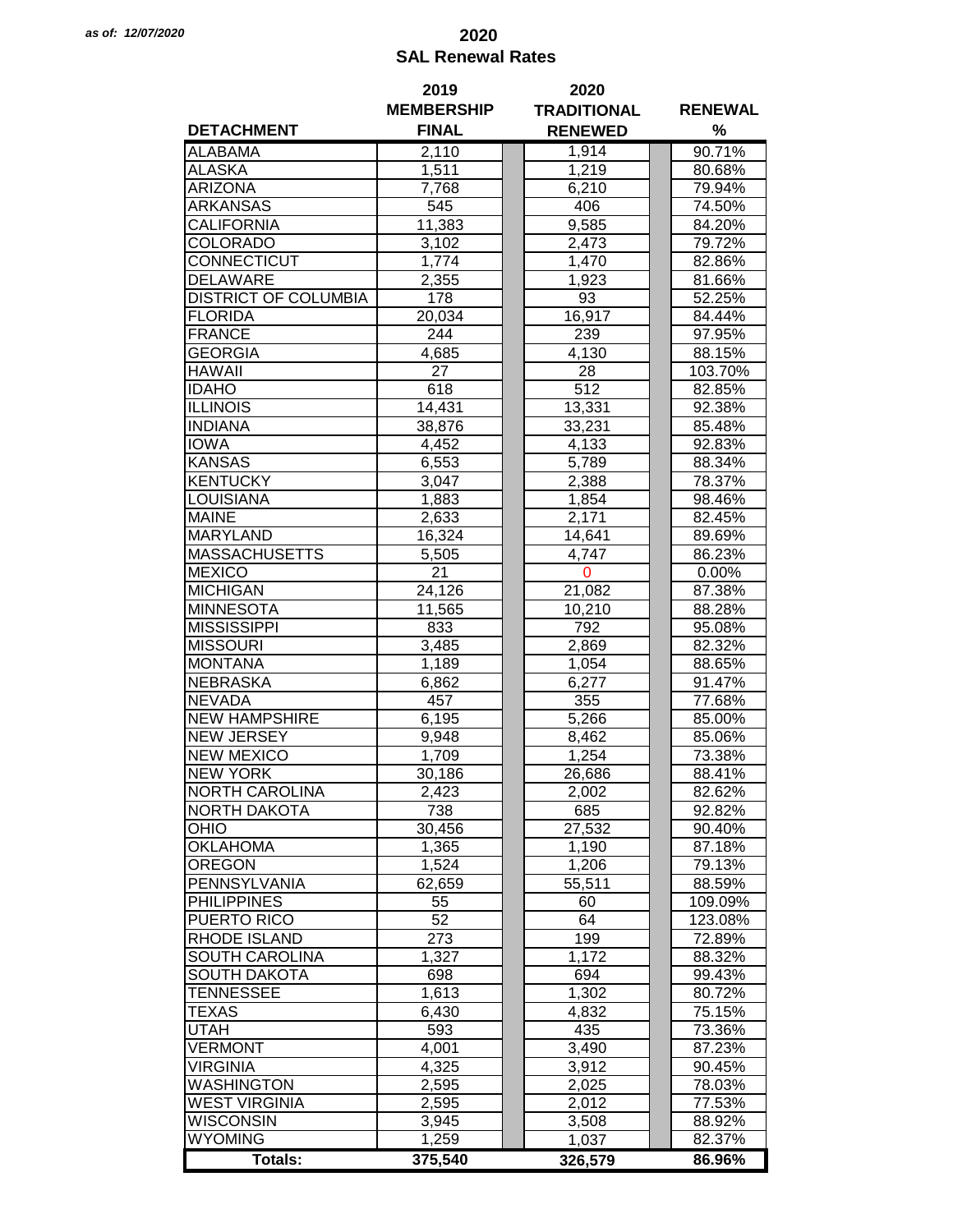*as of: 12/07/2020*

# 2020
## SAL Renewal Rates

| DETACHMENT | 2019 MEMBERSHIP FINAL | 2020 TRADITIONAL RENEWED | RENEWAL % |
|---|---|---|---|
| ALABAMA | 2,110 | 1,914 | 90.71% |
| ALASKA | 1,511 | 1,219 | 80.68% |
| ARIZONA | 7,768 | 6,210 | 79.94% |
| ARKANSAS | 545 | 406 | 74.50% |
| CALIFORNIA | 11,383 | 9,585 | 84.20% |
| COLORADO | 3,102 | 2,473 | 79.72% |
| CONNECTICUT | 1,774 | 1,470 | 82.86% |
| DELAWARE | 2,355 | 1,923 | 81.66% |
| DISTRICT OF COLUMBIA | 178 | 93 | 52.25% |
| FLORIDA | 20,034 | 16,917 | 84.44% |
| FRANCE | 244 | 239 | 97.95% |
| GEORGIA | 4,685 | 4,130 | 88.15% |
| HAWAII | 27 | 28 | 103.70% |
| IDAHO | 618 | 512 | 82.85% |
| ILLINOIS | 14,431 | 13,331 | 92.38% |
| INDIANA | 38,876 | 33,231 | 85.48% |
| IOWA | 4,452 | 4,133 | 92.83% |
| KANSAS | 6,553 | 5,789 | 88.34% |
| KENTUCKY | 3,047 | 2,388 | 78.37% |
| LOUISIANA | 1,883 | 1,854 | 98.46% |
| MAINE | 2,633 | 2,171 | 82.45% |
| MARYLAND | 16,324 | 14,641 | 89.69% |
| MASSACHUSETTS | 5,505 | 4,747 | 86.23% |
| MEXICO | 21 | 0 | 0.00% |
| MICHIGAN | 24,126 | 21,082 | 87.38% |
| MINNESOTA | 11,565 | 10,210 | 88.28% |
| MISSISSIPPI | 833 | 792 | 95.08% |
| MISSOURI | 3,485 | 2,869 | 82.32% |
| MONTANA | 1,189 | 1,054 | 88.65% |
| NEBRASKA | 6,862 | 6,277 | 91.47% |
| NEVADA | 457 | 355 | 77.68% |
| NEW HAMPSHIRE | 6,195 | 5,266 | 85.00% |
| NEW JERSEY | 9,948 | 8,462 | 85.06% |
| NEW MEXICO | 1,709 | 1,254 | 73.38% |
| NEW YORK | 30,186 | 26,686 | 88.41% |
| NORTH CAROLINA | 2,423 | 2,002 | 82.62% |
| NORTH DAKOTA | 738 | 685 | 92.82% |
| OHIO | 30,456 | 27,532 | 90.40% |
| OKLAHOMA | 1,365 | 1,190 | 87.18% |
| OREGON | 1,524 | 1,206 | 79.13% |
| PENNSYLVANIA | 62,659 | 55,511 | 88.59% |
| PHILIPPINES | 55 | 60 | 109.09% |
| PUERTO RICO | 52 | 64 | 123.08% |
| RHODE ISLAND | 273 | 199 | 72.89% |
| SOUTH CAROLINA | 1,327 | 1,172 | 88.32% |
| SOUTH DAKOTA | 698 | 694 | 99.43% |
| TENNESSEE | 1,613 | 1,302 | 80.72% |
| TEXAS | 6,430 | 4,832 | 75.15% |
| UTAH | 593 | 435 | 73.36% |
| VERMONT | 4,001 | 3,490 | 87.23% |
| VIRGINIA | 4,325 | 3,912 | 90.45% |
| WASHINGTON | 2,595 | 2,025 | 78.03% |
| WEST VIRGINIA | 2,595 | 2,012 | 77.53% |
| WISCONSIN | 3,945 | 3,508 | 88.92% |
| WYOMING | 1,259 | 1,037 | 82.37% |
| **Totals:** | **375,540** | **326,579** | **86.96%** |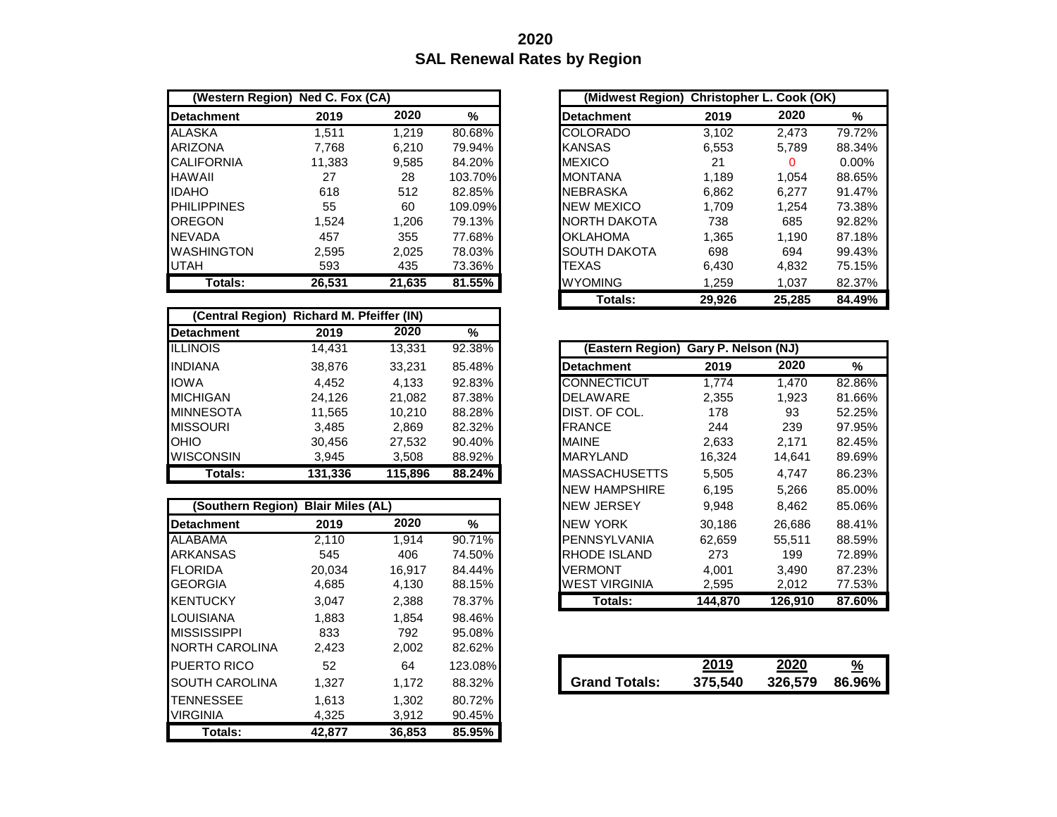# 2020
## SAL Renewal Rates by Region

| (Western Region) Ned C. Fox (CA) | | | |
|---|---|---|---|
| **Detachment** | **2019** | **2020** | **%** |
| ALASKA | 1,511 | 1,219 | 80.68% |
| ARIZONA | 7,768 | 6,210 | 79.94% |
| CALIFORNIA | 11,383 | 9,585 | 84.20% |
| HAWAII | 27 | 28 | 103.70% |
| IDAHO | 618 | 512 | 82.85% |
| PHILIPPINES | 55 | 60 | 109.09% |
| OREGON | 1,524 | 1,206 | 79.13% |
| NEVADA | 457 | 355 | 77.68% |
| WASHINGTON | 2,595 | 2,025 | 78.03% |
| UTAH | 593 | 435 | 73.36% |
| **Totals:** | **26,531** | **21,635** | **81.55%** |

| (Central Region) Richard M. Pfeiffer (IN) | | | |
|---|---|---|---|
| **Detachment** | **2019** | **2020** | **%** |
| ILLINOIS | 14,431 | 13,331 | 92.38% |
| INDIANA | 38,876 | 33,231 | 85.48% |
| IOWA | 4,452 | 4,133 | 92.83% |
| MICHIGAN | 24,126 | 21,082 | 87.38% |
| MINNESOTA | 11,565 | 10,210 | 88.28% |
| MISSOURI | 3,485 | 2,869 | 82.32% |
| OHIO | 30,456 | 27,532 | 90.40% |
| WISCONSIN | 3,945 | 3,508 | 88.92% |
| **Totals:** | **131,336** | **115,896** | **88.24%** |

| (Southern Region) Blair Miles (AL) | | | |
|---|---|---|---|
| **Detachment** | **2019** | **2020** | **%** |
| ALABAMA | 2,110 | 1,914 | 90.71% |
| ARKANSAS | 545 | 406 | 74.50% |
| FLORIDA | 20,034 | 16,917 | 84.44% |
| GEORGIA | 4,685 | 4,130 | 88.15% |
| KENTUCKY | 3,047 | 2,388 | 78.37% |
| LOUISIANA | 1,883 | 1,854 | 98.46% |
| MISSISSIPPI | 833 | 792 | 95.08% |
| NORTH CAROLINA | 2,423 | 2,002 | 82.62% |
| PUERTO RICO | 52 | 64 | 123.08% |
| SOUTH CAROLINA | 1,327 | 1,172 | 88.32% |
| TENNESSEE | 1,613 | 1,302 | 80.72% |
| VIRGINIA | 4,325 | 3,912 | 90.45% |
| **Totals:** | **42,877** | **36,853** | **85.95%** |

| (Midwest Region) Christopher L. Cook (OK) | | | |
|---|---|---|---|
| **Detachment** | **2019** | **2020** | **%** |
| COLORADO | 3,102 | 2,473 | 79.72% |
| KANSAS | 6,553 | 5,789 | 88.34% |
| MEXICO | 21 | 0 | 0.00% |
| MONTANA | 1,189 | 1,054 | 88.65% |
| NEBRASKA | 6,862 | 6,277 | 91.47% |
| NEW MEXICO | 1,709 | 1,254 | 73.38% |
| NORTH DAKOTA | 738 | 685 | 92.82% |
| OKLAHOMA | 1,365 | 1,190 | 87.18% |
| SOUTH DAKOTA | 698 | 694 | 99.43% |
| TEXAS | 6,430 | 4,832 | 75.15% |
| WYOMING | 1,259 | 1,037 | 82.37% |
| **Totals:** | **29,926** | **25,285** | **84.49%** |

| (Eastern Region) Gary P. Nelson (NJ) | | | |
|---|---|---|---|
| **Detachment** | **2019** | **2020** | **%** |
| CONNECTICUT | 1,774 | 1,470 | 82.86% |
| DELAWARE | 2,355 | 1,923 | 81.66% |
| DIST. OF COL. | 178 | 93 | 52.25% |
| FRANCE | 244 | 239 | 97.95% |
| MAINE | 2,633 | 2,171 | 82.45% |
| MARYLAND | 16,324 | 14,641 | 89.69% |
| MASSACHUSETTS | 5,505 | 4,747 | 86.23% |
| NEW HAMPSHIRE | 6,195 | 5,266 | 85.00% |
| NEW JERSEY | 9,948 | 8,462 | 85.06% |
| NEW YORK | 30,186 | 26,686 | 88.41% |
| PENNSYLVANIA | 62,659 | 55,511 | 88.59% |
| RHODE ISLAND | 273 | 199 | 72.89% |
| VERMONT | 4,001 | 3,490 | 87.23% |
| WEST VIRGINIA | 2,595 | 2,012 | 77.53% |
| **Totals:** | **144,870** | **126,910** | **87.60%** |

| | **2019** | **2020** | **%** |
|---|---|---|---|
| **Grand Totals:** | **375,540** | **326,579** | **86.96%** |